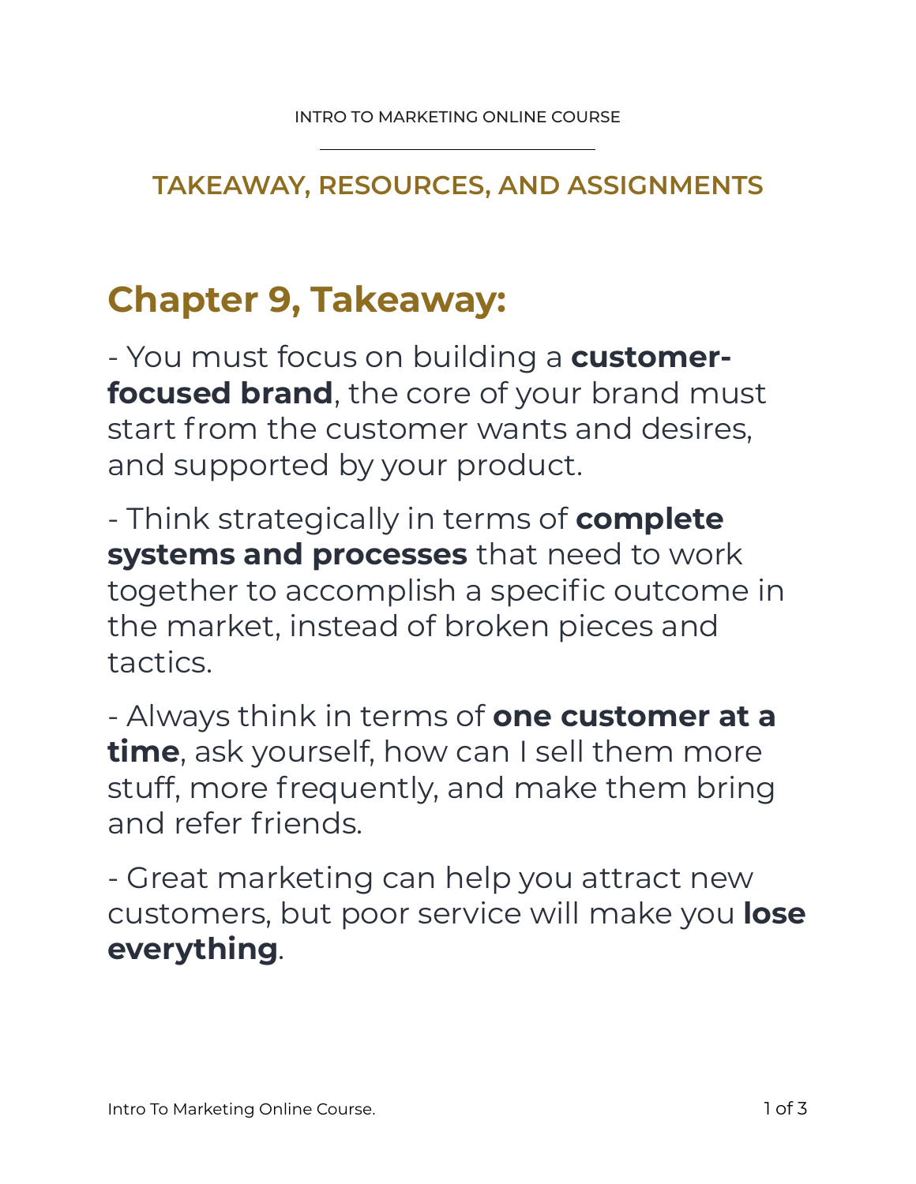## TAKEAWAY, RESOURCES, AND ASSIGNMENTS

# Chapter 9, Takeaway:

- You must focus on building a **customer-focused brand**, the core of your brand must start from the customer wants and desires, and supported by your product.

- Think strategically in terms of **complete systems and processes** that need to work together to accomplish a specific outcome in the market, instead of broken pieces and tactics.

- Always think in terms of **one customer at a time**, ask yourself, how can I sell them more stuff, more frequently, and make them bring and refer friends.

- Great marketing can help you attract new customers, but poor service will make you **lose everything**.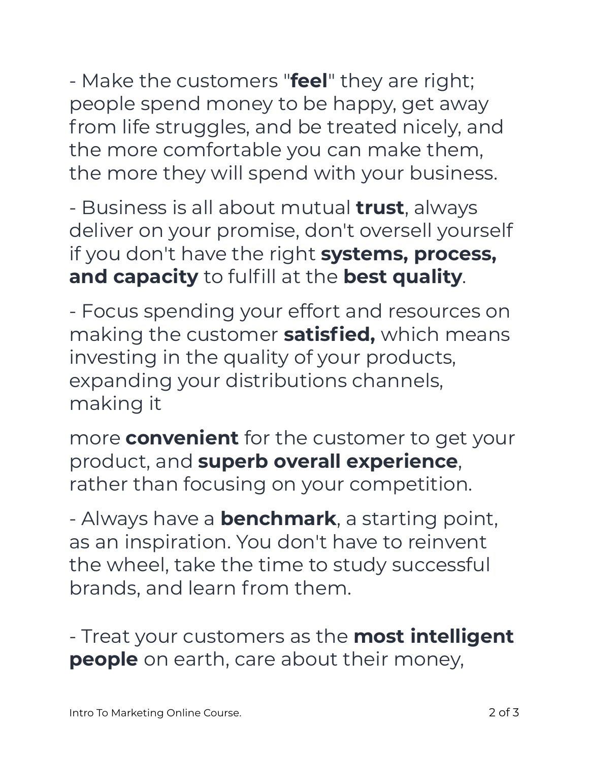- Make the customers "**feel**" they are right; people spend money to be happy, get away from life struggles, and be treated nicely, and the more comfortable you can make them, the more they will spend with your business.

- Business is all about mutual **trust**, always deliver on your promise, don't oversell yourself if you don't have the right **systems, process, and capacity** to fulfill at the **best quality**.

- Focus spending your effort and resources on making the customer **satisfied,** which means investing in the quality of your products, expanding your distributions channels, making it more **convenient** for the customer to get your product, and **superb overall experience**, rather than focusing on your competition.

- Always have a **benchmark**, a starting point, as an inspiration. You don't have to reinvent the wheel, take the time to study successful brands, and learn from them.

- Treat your customers as the **most intelligent people** on earth, care about their money,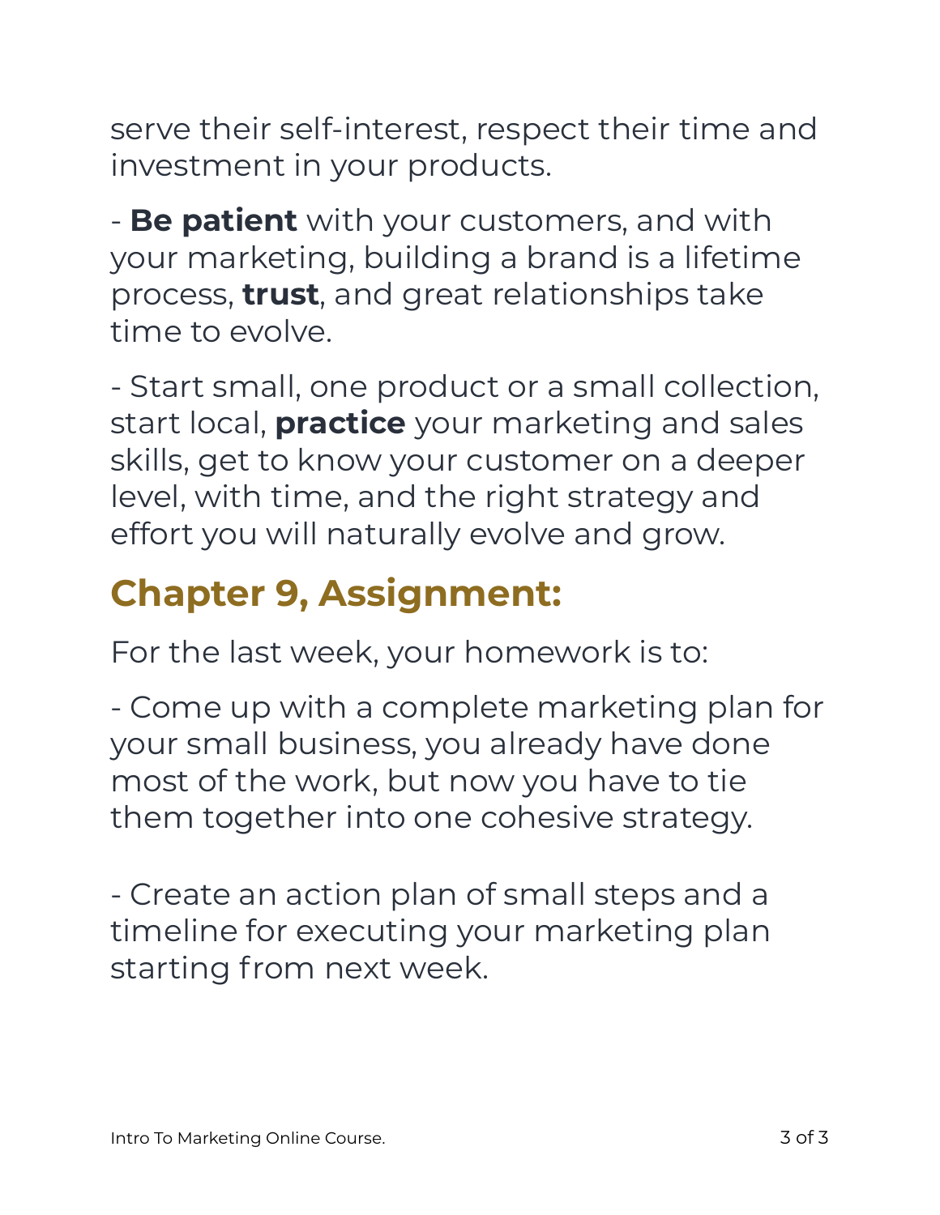serve their self-interest, respect their time and investment in your products.

- **Be patient** with your customers, and with your marketing, building a brand is a lifetime process, **trust**, and great relationships take time to evolve.

- Start small, one product or a small collection, start local, **practice** your marketing and sales skills, get to know your customer on a deeper level, with time, and the right strategy and effort you will naturally evolve and grow.

## Chapter 9, Assignment:

For the last week, your homework is to:

- Come up with a complete marketing plan for your small business, you already have done most of the work, but now you have to tie them together into one cohesive strategy.

- Create an action plan of small steps and a timeline for executing your marketing plan starting from next week.